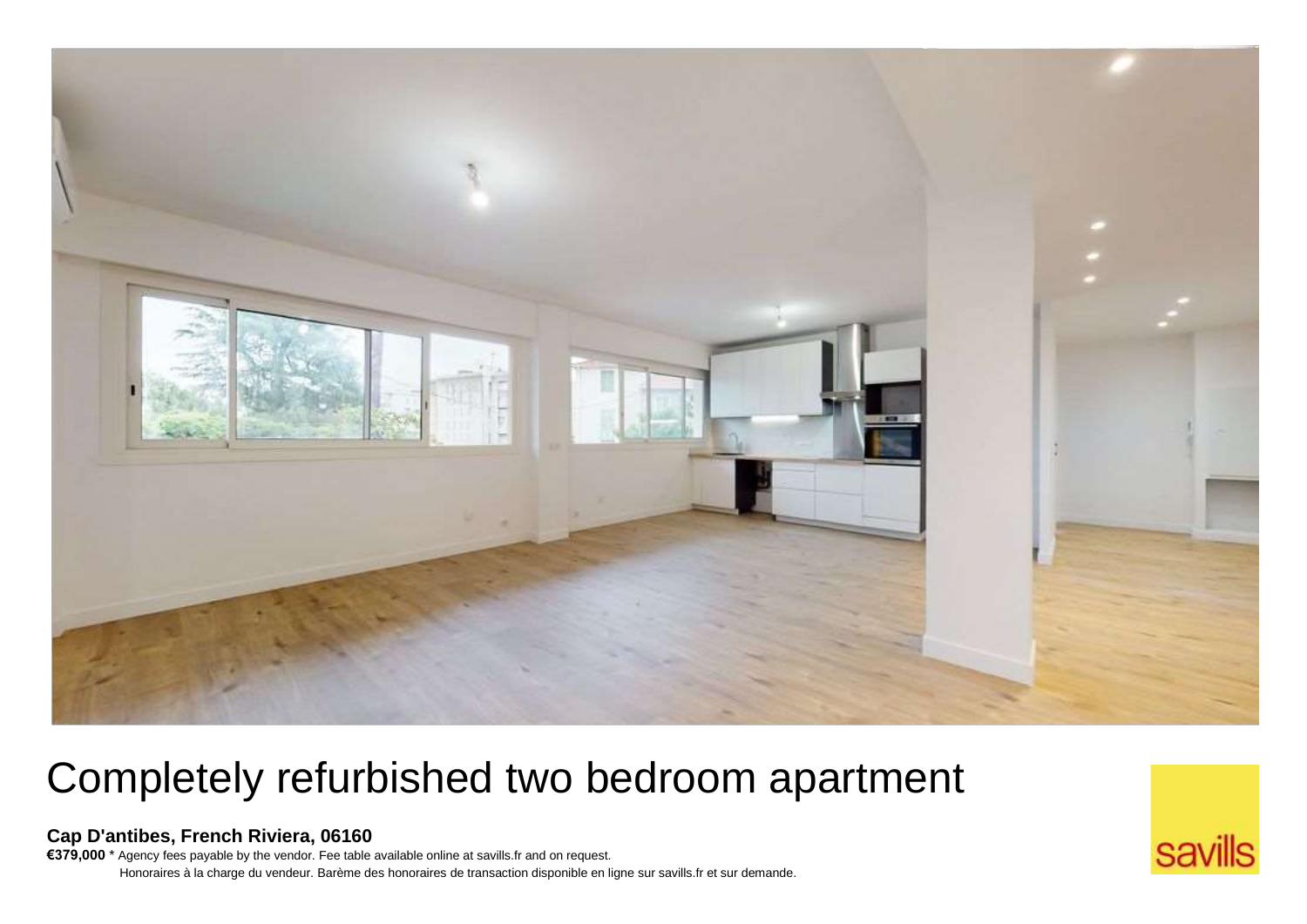# Completely refurbished two bedroom apartment

**Cap D'antibes, French Riviera, 06160**

**€379,000** * Agency fees payable by the vendor. Fee table available online at savills.fr and on request.

Honoraires à la charge du vendeur. Barème des honoraires de transaction disponible en ligne sur savills.fr et sur demande.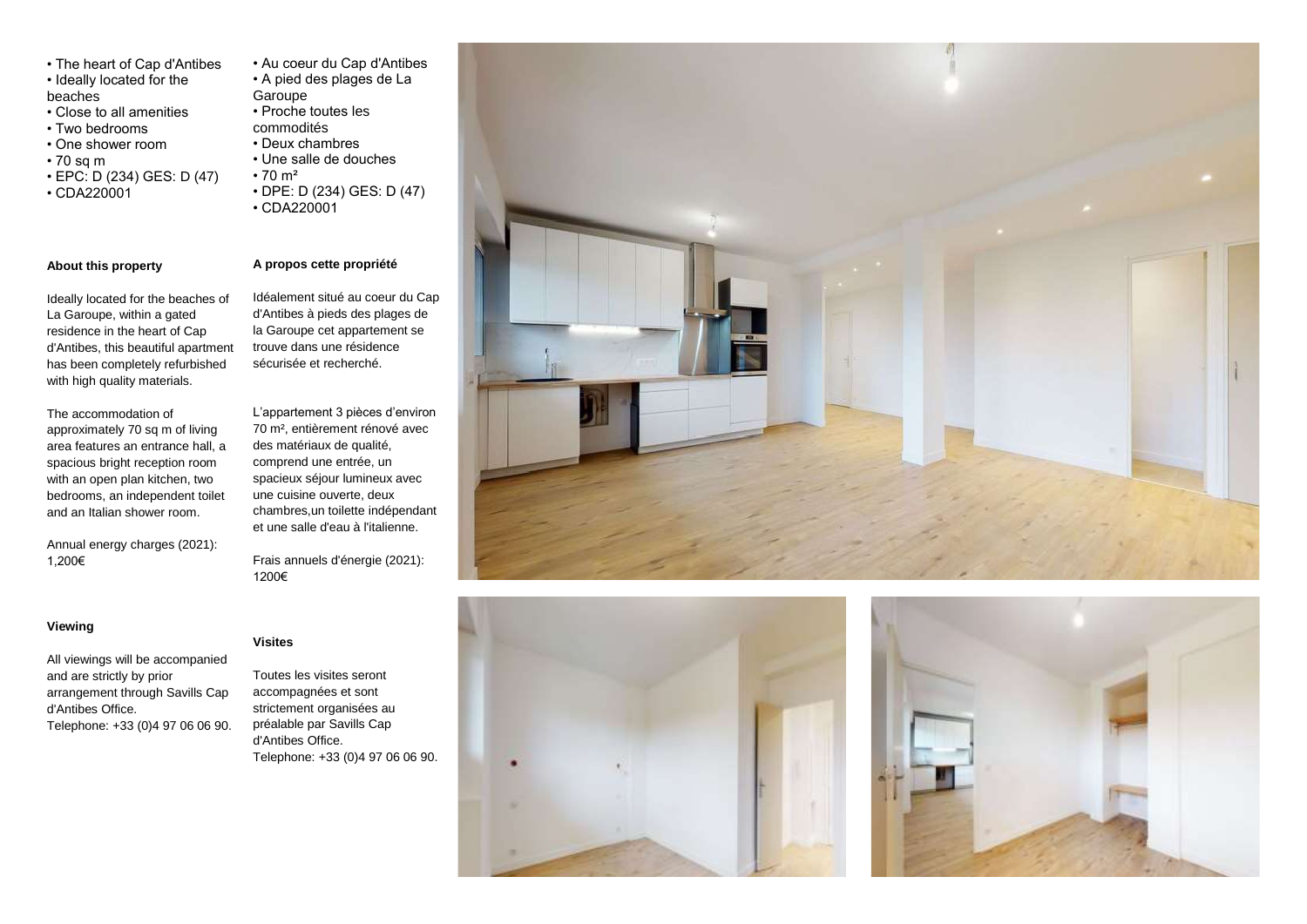- The heart of Cap d'Antibes
- Ideally located for the beaches
- Close to all amenities
- Two bedrooms
- One shower room
- 70 sq m
- EPC: D (234) GES: D (47)
- CDA220001

### About this property

Ideally located for the beaches of La Garoupe, within a gated residence in the heart of Cap d'Antibes, this beautiful apartment has been completely refurbished with high quality materials.

The accommodation of approximately 70 sq m of living area features an entrance hall, a spacious bright reception room with an open plan kitchen, two bedrooms, an independent toilet and an Italian shower room.

Annual energy charges (2021): 1,200€

### Viewing

All viewings will be accompanied and are strictly by prior arrangement through Savills Cap d'Antibes Office.
Telephone: +33 (0)4 97 06 06 90.

- Au coeur du Cap d'Antibes
- A pied des plages de La Garoupe
- Proche toutes les commodités
- Deux chambres
- Une salle de douches
- 70 m²
- DPE: D (234) GES: D (47)
- CDA220001

### A propos cette propriété

Idéalement situé au coeur du Cap d'Antibes à pieds des plages de la Garoupe cet appartement se trouve dans une résidence sécurisée et recherché.

L'appartement 3 pièces d'environ 70 m², entièrement rénové avec des matériaux de qualité, comprend une entrée, un spacieux séjour lumineux avec une cuisine ouverte, deux chambres,un toilette indépendant et une salle d'eau à l'italienne.

Frais annuels d'énergie (2021): 1200€

### Visites

Toutes les visites seront accompagnées et sont strictement organisées au préalable par Savills Cap d'Antibes Office.
Telephone: +33 (0)4 97 06 06 90.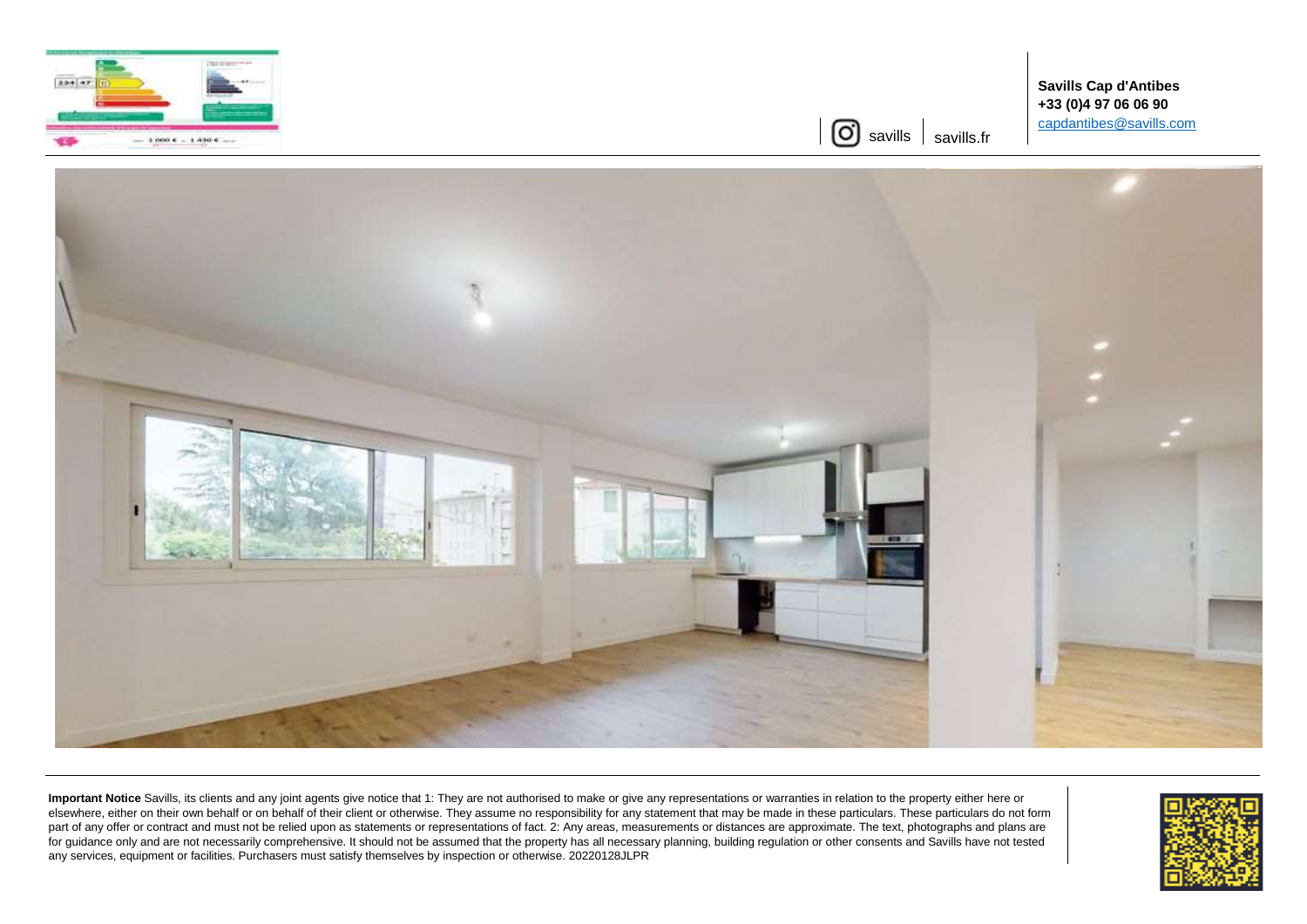savills | savills.fr

**Savills Cap d'Antibes**
**+33 (0)4 97 06 06 90**
capdantibes@savills.com

**Important Notice** Savills, its clients and any joint agents give notice that 1: They are not authorised to make or give any representations or warranties in relation to the property either here or elsewhere, either on their own behalf or on behalf of their client or otherwise. They assume no responsibility for any statement that may be made in these particulars. These particulars do not form part of any offer or contract and must not be relied upon as statements or representations of fact. 2: Any areas, measurements or distances are approximate. The text, photographs and plans are for guidance only and are not necessarily comprehensive. It should not be assumed that the property has all necessary planning, building regulation or other consents and Savills have not tested any services, equipment or facilities. Purchasers must satisfy themselves by inspection or otherwise. 20220128JLPR